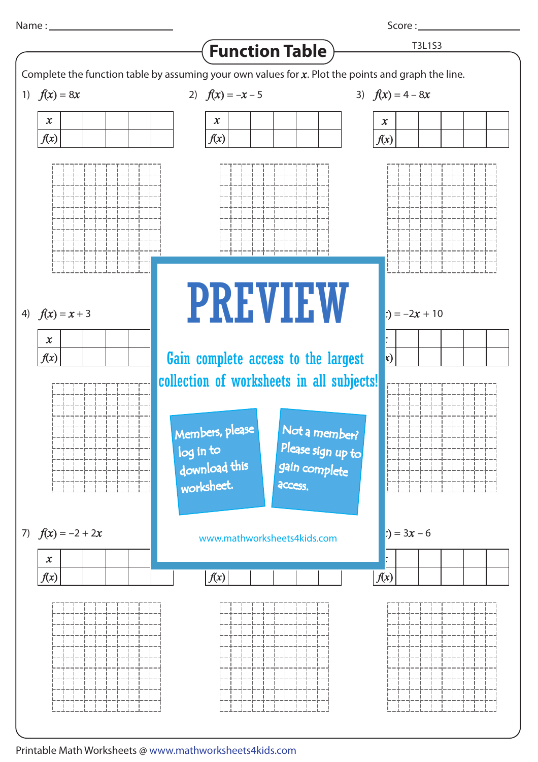Name : ____________________ Score : ____________________

# Function Table

Complete the function table by assuming your own values for $x$. Plot the points and graph the line.

1) $f(x) = 8x$

| $x$ | | | | | |
|---|---|---|---|---|---|
| $f(x)$ | | | | | |

2) $f(x) = -x - 5$

| $x$ | | | | | |
|---|---|---|---|---|---|
| $f(x)$ | | | | | |

3) $f(x) = 4 - 8x$

| $x$ | | | | | |
|---|---|---|---|---|---|
| $f(x)$ | | | | | |

4) $f(x) = x + 3$

| $x$ | | | | | |
|---|---|---|---|---|---|
| $f(x)$ | | | | | |

6) $f(x) = -2x + 10$

| $x$ | | | | | |
|---|---|---|---|---|---|
| $f(x)$ | | | | | |

7) $f(x) = -2 + 2x$

| $x$ | | | | | |
|---|---|---|---|---|---|
| $f(x)$ | | | | | |

| $f(x)$ | | | | | |
|---|---|---|---|---|---|

9) $f(x) = 3x - 6$

| $x$ | | | | | |
|---|---|---|---|---|---|
| $f(x)$ | | | | | |

PREVIEW

Gain complete access to the largest collection of worksheets in all subjects!

Members, please log in to download this worksheet.

Not a member? Please sign up to gain complete access.

www.mathworksheets4kids.com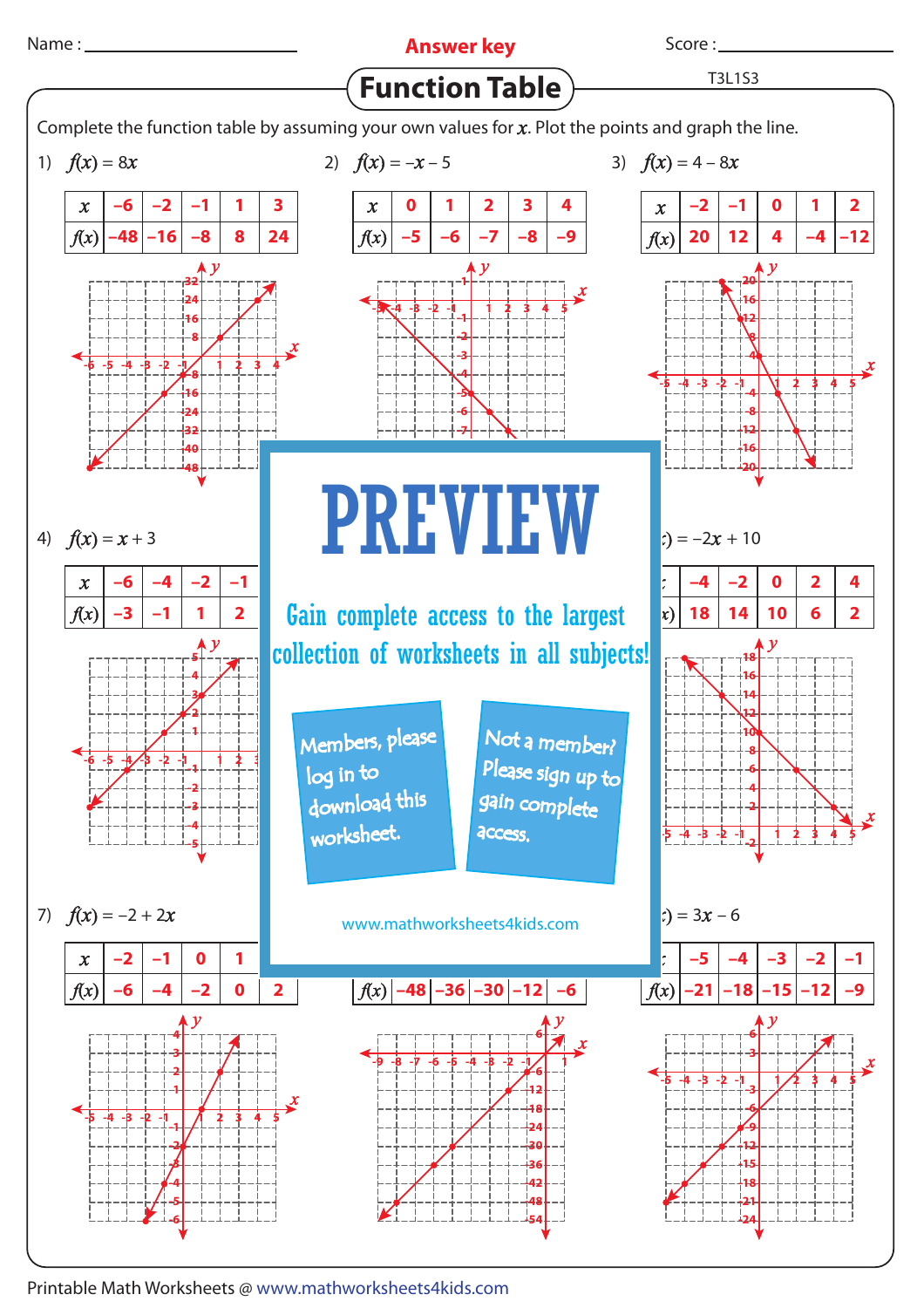Name : ______________________ **Answer key** Score : ______________________

# Function Table

T3L1S3

Complete the function table by assuming your own values for $x$. Plot the points and graph the line.

1) $f(x) = 8x$

| $x$ | –6 | –2 | –1 | 1 | 3 |
|---|---|---|---|---|---|
| $f(x)$ | –48 | –16 | –8 | 8 | 24 |

2) $f(x) = -x - 5$

| $x$ | 0 | 1 | 2 | 3 | 4 |
|---|---|---|---|---|---|
| $f(x)$ | –5 | –6 | –7 | –8 | –9 |

3) $f(x) = 4 - 8x$

| $x$ | –2 | –1 | 0 | 1 | 2 |
|---|---|---|---|---|---|
| $f(x)$ | 20 | 12 | 4 | –4 | –12 |

4) $f(x) = x + 3$

| $x$ | –6 | –4 | –2 | –1 |
|---|---|---|---|---|
| $f(x)$ | –3 | –1 | 1 | 2 |

PREVIEW

Gain complete access to the largest collection of worksheets in all subjects!

Members, please log in to download this worksheet.

Not a member? Please sign up to gain complete access.

www.mathworksheets4kids.com

6) $f(x) = -2x + 10$

| $x$ | –4 | –2 | 0 | 2 | 4 |
|---|---|---|---|---|---|
| $f(x)$ | 18 | 14 | 10 | 6 | 2 |

7) $f(x) = -2 + 2x$

| $x$ | –2 | –1 | 0 | 1 | |
|---|---|---|---|---|---|
| $f(x)$ | –6 | –4 | –2 | 0 | 2 |

8)

| | | | | | |
|---|---|---|---|---|---|
| $f(x)$ | –48 | –36 | –30 | –12 | –6 |

9) $f(x) = 3x - 6$

| $x$ | –5 | –4 | –3 | –2 | –1 |
|---|---|---|---|---|---|
| $f(x)$ | –21 | –18 | –15 | –12 | –9 |

Printable Math Worksheets @ www.mathworksheets4kids.com